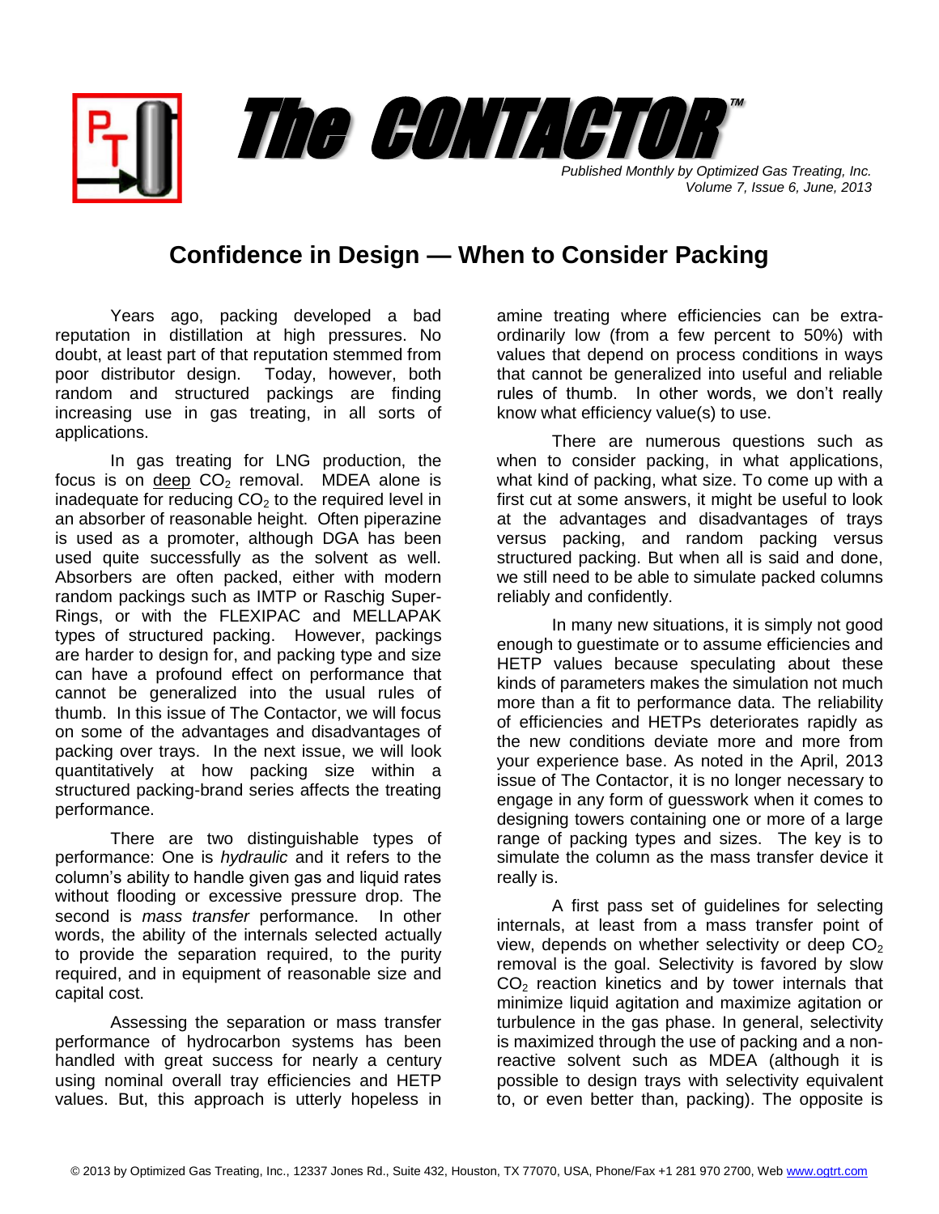# The CONTACTOR™

*Published Monthly by Optimized Gas Treating, Inc.*
*Volume 7, Issue 6, June, 2013*

## Confidence in Design — When to Consider Packing

Years ago, packing developed a bad reputation in distillation at high pressures. No doubt, at least part of that reputation stemmed from poor distributor design. Today, however, both random and structured packings are finding increasing use in gas treating, in all sorts of applications.

In gas treating for LNG production, the focus is on deep $CO_2$ removal. MDEA alone is inadequate for reducing $CO_2$ to the required level in an absorber of reasonable height. Often piperazine is used as a promoter, although DGA has been used quite successfully as the solvent as well. Absorbers are often packed, either with modern random packings such as IMTP or Raschig Super-Rings, or with the FLEXIPAC and MELLAPAK types of structured packing. However, packings are harder to design for, and packing type and size can have a profound effect on performance that cannot be generalized into the usual rules of thumb. In this issue of The Contactor, we will focus on some of the advantages and disadvantages of packing over trays. In the next issue, we will look quantitatively at how packing size within a structured packing-brand series affects the treating performance.

There are two distinguishable types of performance: One is *hydraulic* and it refers to the column's ability to handle given gas and liquid rates without flooding or excessive pressure drop. The second is *mass transfer* performance. In other words, the ability of the internals selected actually to provide the separation required, to the purity required, and in equipment of reasonable size and capital cost.

Assessing the separation or mass transfer performance of hydrocarbon systems has been handled with great success for nearly a century using nominal overall tray efficiencies and HETP values. But, this approach is utterly hopeless in amine treating where efficiencies can be extra-ordinarily low (from a few percent to 50%) with values that depend on process conditions in ways that cannot be generalized into useful and reliable rules of thumb. In other words, we don't really know what efficiency value(s) to use.

There are numerous questions such as when to consider packing, in what applications, what kind of packing, what size. To come up with a first cut at some answers, it might be useful to look at the advantages and disadvantages of trays versus packing, and random packing versus structured packing. But when all is said and done, we still need to be able to simulate packed columns reliably and confidently.

In many new situations, it is simply not good enough to guestimate or to assume efficiencies and HETP values because speculating about these kinds of parameters makes the simulation not much more than a fit to performance data. The reliability of efficiencies and HETPs deteriorates rapidly as the new conditions deviate more and more from your experience base. As noted in the April, 2013 issue of The Contactor, it is no longer necessary to engage in any form of guesswork when it comes to designing towers containing one or more of a large range of packing types and sizes. The key is to simulate the column as the mass transfer device it really is.

A first pass set of guidelines for selecting internals, at least from a mass transfer point of view, depends on whether selectivity or deep $CO_2$ removal is the goal. Selectivity is favored by slow $CO_2$ reaction kinetics and by tower internals that minimize liquid agitation and maximize agitation or turbulence in the gas phase. In general, selectivity is maximized through the use of packing and a non-reactive solvent such as MDEA (although it is possible to design trays with selectivity equivalent to, or even better than, packing). The opposite is

© 2013 by Optimized Gas Treating, Inc., 12337 Jones Rd., Suite 432, Houston, TX 77070, USA, Phone/Fax +1 281 970 2700, Web www.ogtrt.com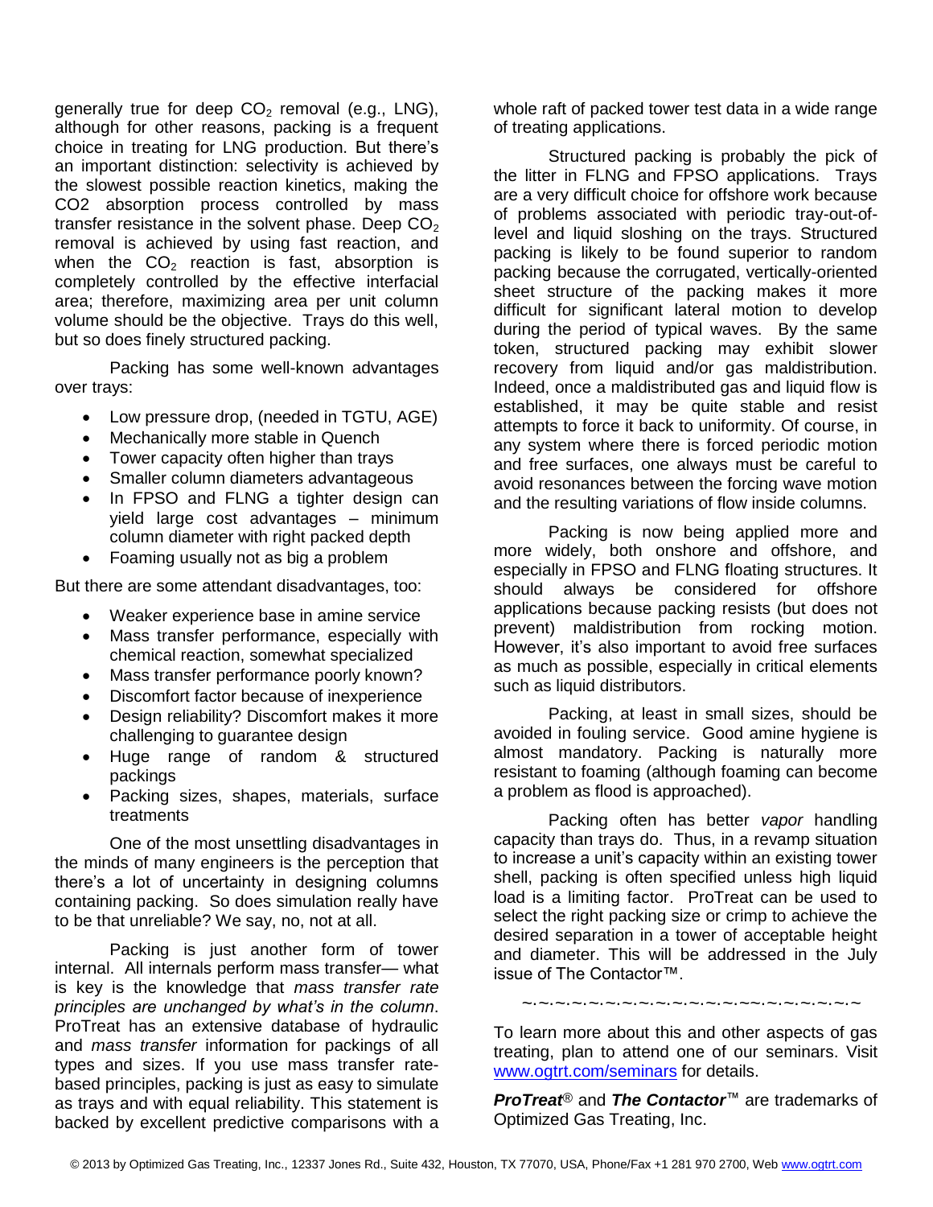generally true for deep $CO_2$ removal (e.g., LNG), although for other reasons, packing is a frequent choice in treating for LNG production. But there's an important distinction: selectivity is achieved by the slowest possible reaction kinetics, making the CO2 absorption process controlled by mass transfer resistance in the solvent phase. Deep $CO_2$ removal is achieved by using fast reaction, and when the $CO_2$ reaction is fast, absorption is completely controlled by the effective interfacial area; therefore, maximizing area per unit column volume should be the objective. Trays do this well, but so does finely structured packing.

Packing has some well-known advantages over trays:

- Low pressure drop, (needed in TGTU, AGE)
- Mechanically more stable in Quench
- Tower capacity often higher than trays
- Smaller column diameters advantageous
- In FPSO and FLNG a tighter design can yield large cost advantages – minimum column diameter with right packed depth
- Foaming usually not as big a problem

But there are some attendant disadvantages, too:

- Weaker experience base in amine service
- Mass transfer performance, especially with chemical reaction, somewhat specialized
- Mass transfer performance poorly known?
- Discomfort factor because of inexperience
- Design reliability? Discomfort makes it more challenging to guarantee design
- Huge range of random & structured packings
- Packing sizes, shapes, materials, surface treatments

One of the most unsettling disadvantages in the minds of many engineers is the perception that there's a lot of uncertainty in designing columns containing packing. So does simulation really have to be that unreliable? We say, no, not at all.

Packing is just another form of tower internal. All internals perform mass transfer— what is key is the knowledge that *mass transfer rate principles are unchanged by what's in the column*. ProTreat has an extensive database of hydraulic and *mass transfer* information for packings of all types and sizes. If you use mass transfer rate-based principles, packing is just as easy to simulate as trays and with equal reliability. This statement is backed by excellent predictive comparisons with a whole raft of packed tower test data in a wide range of treating applications.

Structured packing is probably the pick of the litter in FLNG and FPSO applications. Trays are a very difficult choice for offshore work because of problems associated with periodic tray-out-of-level and liquid sloshing on the trays. Structured packing is likely to be found superior to random packing because the corrugated, vertically-oriented sheet structure of the packing makes it more difficult for significant lateral motion to develop during the period of typical waves. By the same token, structured packing may exhibit slower recovery from liquid and/or gas maldistribution. Indeed, once a maldistributed gas and liquid flow is established, it may be quite stable and resist attempts to force it back to uniformity. Of course, in any system where there is forced periodic motion and free surfaces, one always must be careful to avoid resonances between the forcing wave motion and the resulting variations of flow inside columns.

Packing is now being applied more and more widely, both onshore and offshore, and especially in FPSO and FLNG floating structures. It should always be considered for offshore applications because packing resists (but does not prevent) maldistribution from rocking motion. However, it's also important to avoid free surfaces as much as possible, especially in critical elements such as liquid distributors.

Packing, at least in small sizes, should be avoided in fouling service. Good amine hygiene is almost mandatory. Packing is naturally more resistant to foaming (although foaming can become a problem as flood is approached).

Packing often has better *vapor* handling capacity than trays do. Thus, in a revamp situation to increase a unit's capacity within an existing tower shell, packing is often specified unless high liquid load is a limiting factor. ProTreat can be used to select the right packing size or crimp to achieve the desired separation in a tower of acceptable height and diameter. This will be addressed in the July issue of The Contactor™.

~.~.~.~.~.~.~.~.~.~.~.~.~.~~.~.~.~.~.~.~

To learn more about this and other aspects of gas treating, plan to attend one of our seminars. Visit www.ogtrt.com/seminars for details.

***ProTreat***® and ***The Contactor***™ are trademarks of Optimized Gas Treating, Inc.